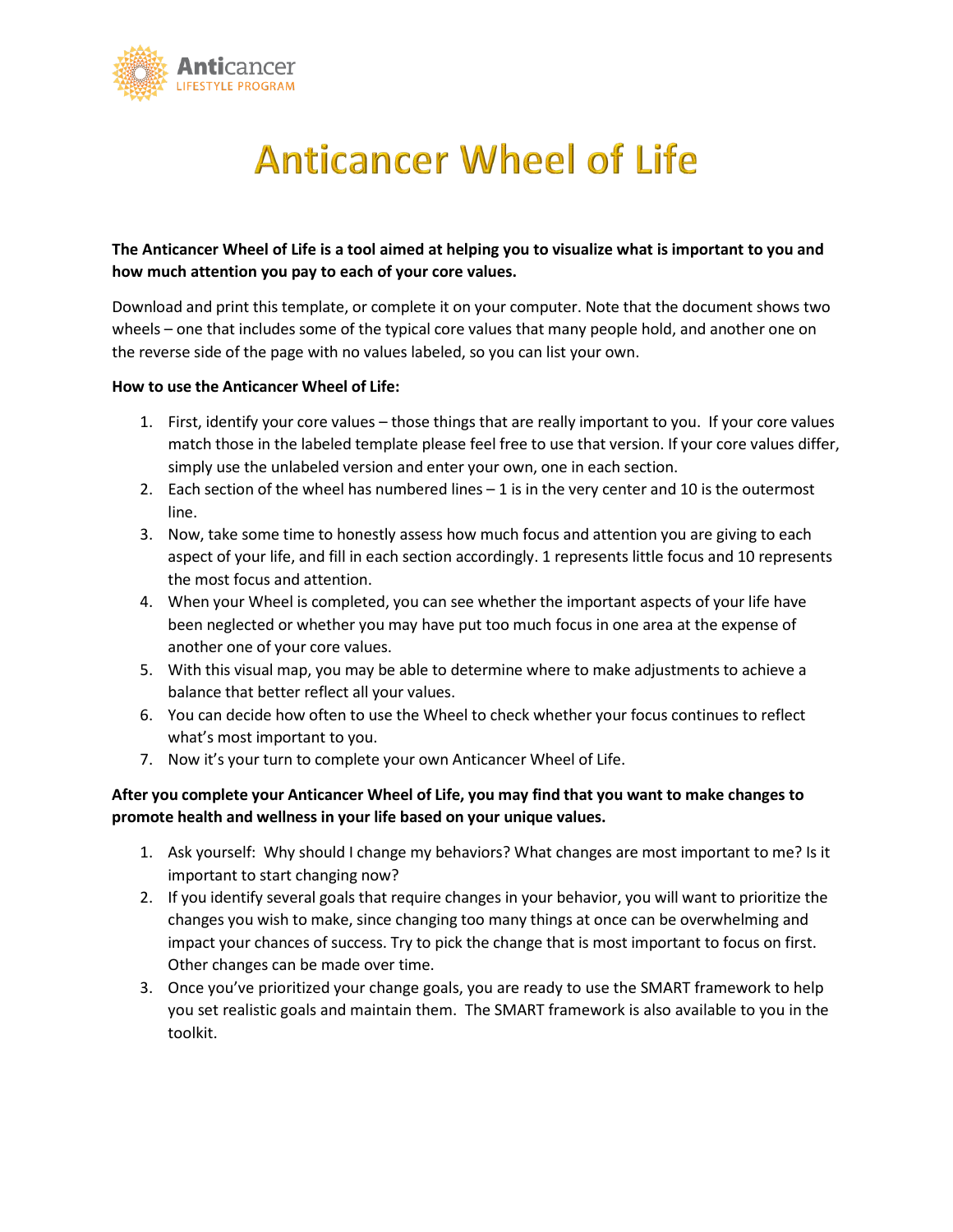Anticancer LIFESTYLE PROGRAM

# Anticancer Wheel of Life

**The Anticancer Wheel of Life is a tool aimed at helping you to visualize what is important to you and how much attention you pay to each of your core values.**

Download and print this template, or complete it on your computer. Note that the document shows two wheels – one that includes some of the typical core values that many people hold, and another one on the reverse side of the page with no values labeled, so you can list your own.

**How to use the Anticancer Wheel of Life:**

1. First, identify your core values – those things that are really important to you. If your core values match those in the labeled template please feel free to use that version. If your core values differ, simply use the unlabeled version and enter your own, one in each section.
2. Each section of the wheel has numbered lines – 1 is in the very center and 10 is the outermost line.
3. Now, take some time to honestly assess how much focus and attention you are giving to each aspect of your life, and fill in each section accordingly. 1 represents little focus and 10 represents the most focus and attention.
4. When your Wheel is completed, you can see whether the important aspects of your life have been neglected or whether you may have put too much focus in one area at the expense of another one of your core values.
5. With this visual map, you may be able to determine where to make adjustments to achieve a balance that better reflect all your values.
6. You can decide how often to use the Wheel to check whether your focus continues to reflect what's most important to you.
7. Now it's your turn to complete your own Anticancer Wheel of Life.

**After you complete your Anticancer Wheel of Life, you may find that you want to make changes to promote health and wellness in your life based on your unique values.**

1. Ask yourself: Why should I change my behaviors? What changes are most important to me? Is it important to start changing now?
2. If you identify several goals that require changes in your behavior, you will want to prioritize the changes you wish to make, since changing too many things at once can be overwhelming and impact your chances of success. Try to pick the change that is most important to focus on first. Other changes can be made over time.
3. Once you've prioritized your change goals, you are ready to use the SMART framework to help you set realistic goals and maintain them. The SMART framework is also available to you in the toolkit.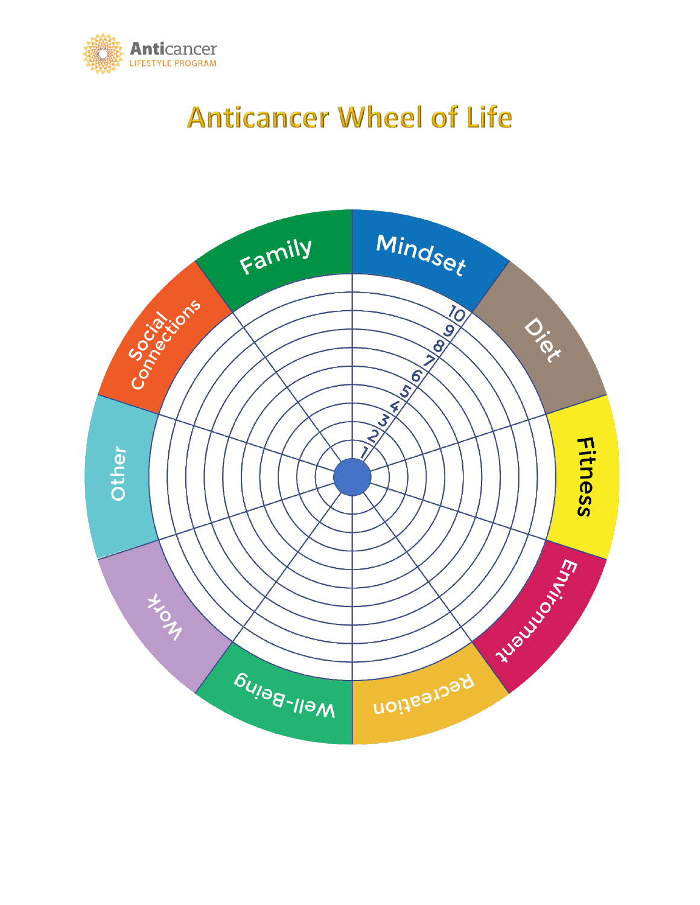Anticancer LIFESTYLE PROGRAM

# Anticancer Wheel of Life

Family
Mindset
Diet
Fitness
Environment
Recreation
Well-Being
Work
Other
Social Connections

1 2 3 4 5 6 7 8 9 10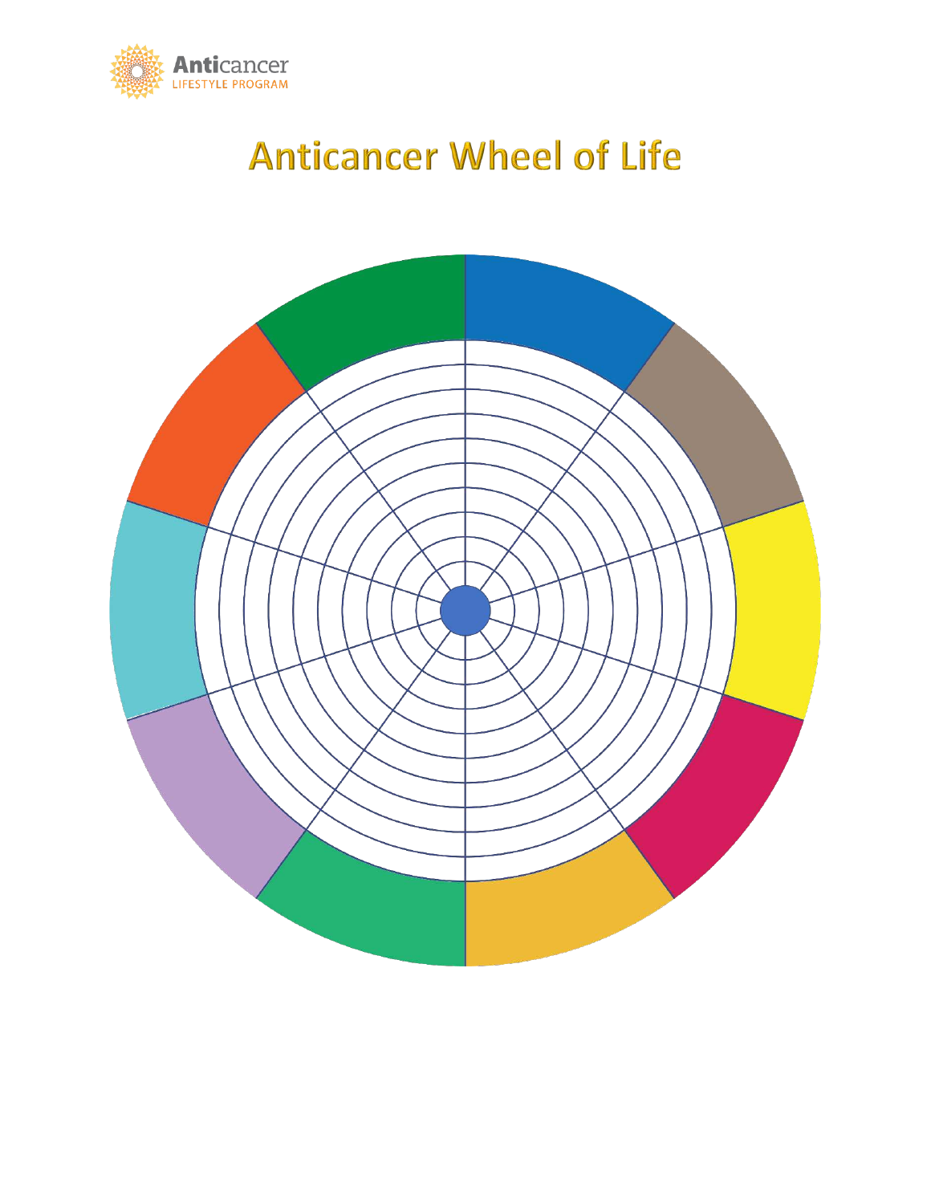Anticancer
LIFESTYLE PROGRAM

# Anticancer Wheel of Life